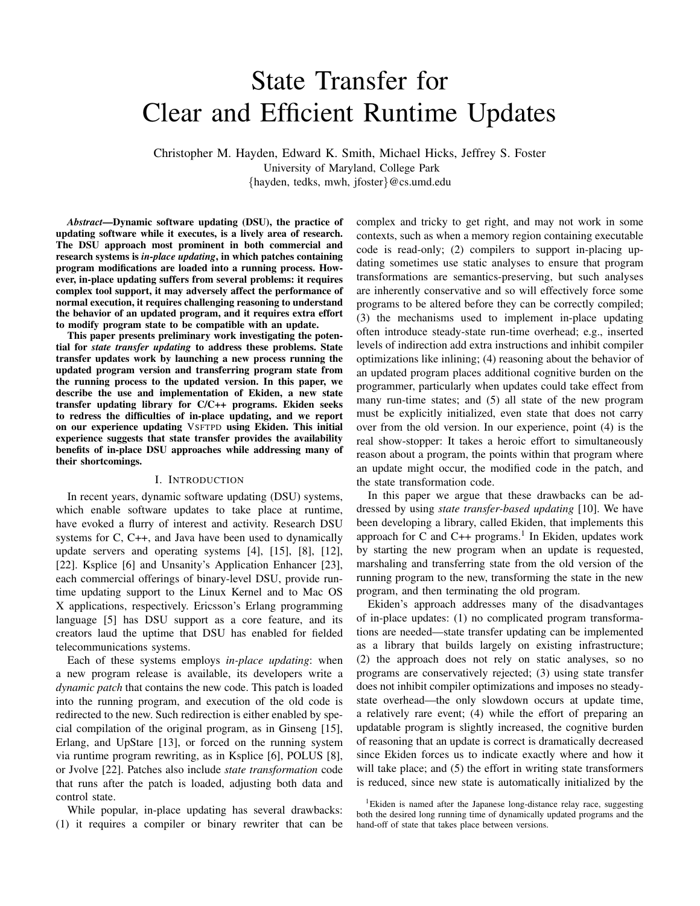# State Transfer for Clear and Efficient Runtime Updates

Christopher M. Hayden, Edward K. Smith, Michael Hicks, Jeffrey S. Foster
University of Maryland, College Park
{hayden, tedks, mwh, jfoster}@cs.umd.edu

***Abstract*—Dynamic software updating (DSU), the practice of updating software while it executes, is a lively area of research. The DSU approach most prominent in both commercial and research systems is *in-place updating*, in which patches containing program modifications are loaded into a running process. However, in-place updating suffers from several problems: it requires complex tool support, it may adversely affect the performance of normal execution, it requires challenging reasoning to understand the behavior of an updated program, and it requires extra effort to modify program state to be compatible with an update.**

**This paper presents preliminary work investigating the potential for *state transfer updating* to address these problems. State transfer updates work by launching a new process running the updated program version and transferring program state from the running process to the updated version. In this paper, we describe the use and implementation of Ekiden, a new state transfer updating library for C/C++ programs. Ekiden seeks to redress the difficulties of in-place updating, and we report on our experience updating VSFTPD using Ekiden. This initial experience suggests that state transfer provides the availability benefits of in-place DSU approaches while addressing many of their shortcomings.**

## I. Introduction

In recent years, dynamic software updating (DSU) systems, which enable software updates to take place at runtime, have evoked a flurry of interest and activity. Research DSU systems for C, C++, and Java have been used to dynamically update servers and operating systems [4], [15], [8], [12], [22]. Ksplice [6] and Unsanity's Application Enhancer [23], each commercial offerings of binary-level DSU, provide runtime updating support to the Linux Kernel and to Mac OS X applications, respectively. Ericsson's Erlang programming language [5] has DSU support as a core feature, and its creators laud the uptime that DSU has enabled for fielded telecommunications systems.

Each of these systems employs *in-place updating*: when a new program release is available, its developers write a *dynamic patch* that contains the new code. This patch is loaded into the running program, and execution of the old code is redirected to the new. Such redirection is either enabled by special compilation of the original program, as in Ginseng [15], Erlang, and UpStare [13], or forced on the running system via runtime program rewriting, as in Ksplice [6], POLUS [8], or Jvolve [22]. Patches also include *state transformation* code that runs after the patch is loaded, adjusting both data and control state.

While popular, in-place updating has several drawbacks: (1) it requires a compiler or binary rewriter that can be complex and tricky to get right, and may not work in some contexts, such as when a memory region containing executable code is read-only; (2) compilers to support in-placing updating sometimes use static analyses to ensure that program transformations are semantics-preserving, but such analyses are inherently conservative and so will effectively force some programs to be altered before they can be correctly compiled; (3) the mechanisms used to implement in-place updating often introduce steady-state run-time overhead; e.g., inserted levels of indirection add extra instructions and inhibit compiler optimizations like inlining; (4) reasoning about the behavior of an updated program places additional cognitive burden on the programmer, particularly when updates could take effect from many run-time states; and (5) all state of the new program must be explicitly initialized, even state that does not carry over from the old version. In our experience, point (4) is the real show-stopper: It takes a heroic effort to simultaneously reason about a program, the points within that program where an update might occur, the modified code in the patch, and the state transformation code.

In this paper we argue that these drawbacks can be addressed by using *state transfer-based updating* [10]. We have been developing a library, called Ekiden, that implements this approach for C and C++ programs.[1] In Ekiden, updates work by starting the new program when an update is requested, marshaling and transferring state from the old version of the running program to the new, transforming the state in the new program, and then terminating the old program.

Ekiden's approach addresses many of the disadvantages of in-place updates: (1) no complicated program transformations are needed—state transfer updating can be implemented as a library that builds largely on existing infrastructure; (2) the approach does not rely on static analyses, so no programs are conservatively rejected; (3) using state transfer does not inhibit compiler optimizations and imposes no steady-state overhead—the only slowdown occurs at update time, a relatively rare event; (4) while the effort of preparing an updatable program is slightly increased, the cognitive burden of reasoning that an update is correct is dramatically decreased since Ekiden forces us to indicate exactly where and how it will take place; and (5) the effort in writing state transformers is reduced, since new state is automatically initialized by the

[1] Ekiden is named after the Japanese long-distance relay race, suggesting both the desired long running time of dynamically updated programs and the hand-off of state that takes place between versions.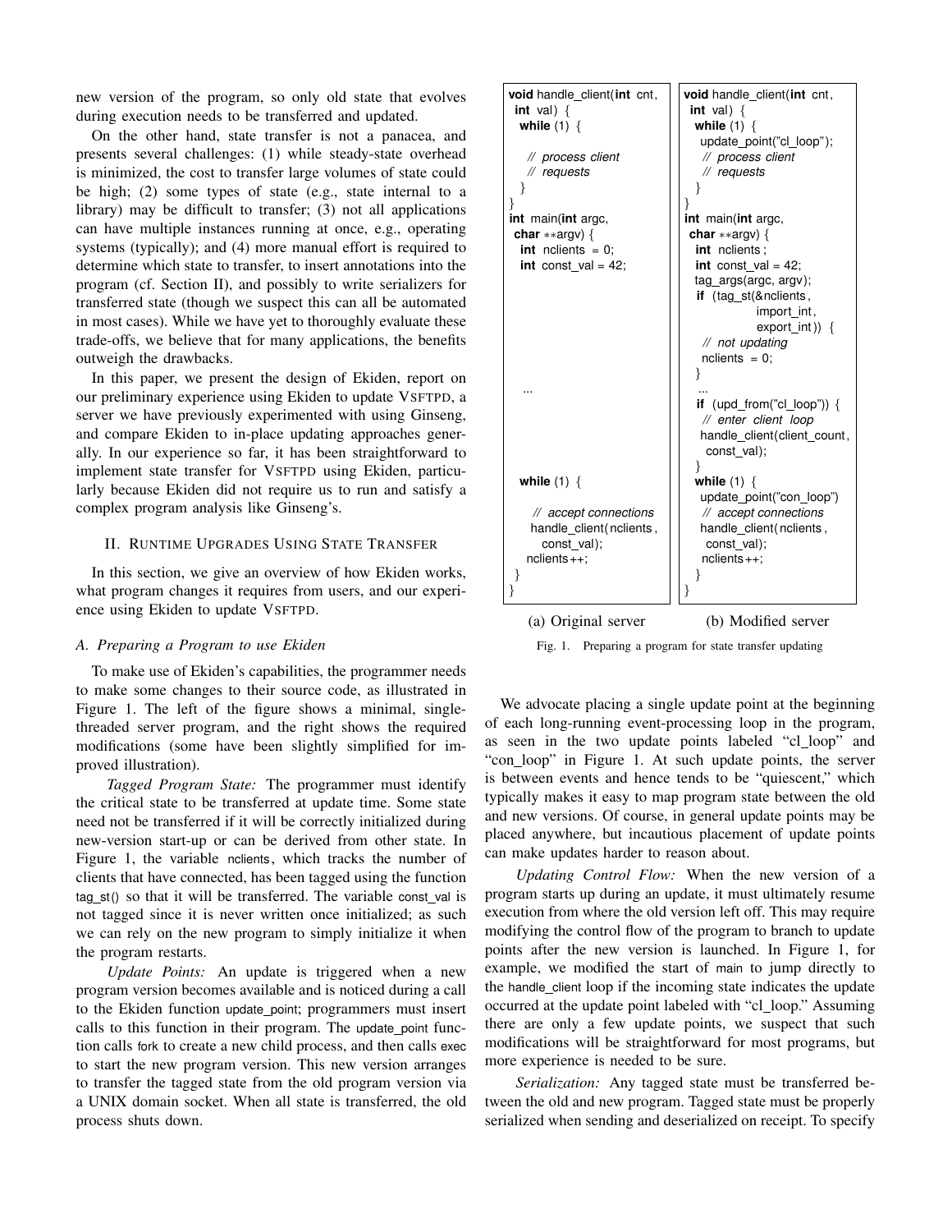new version of the program, so only old state that evolves during execution needs to be transferred and updated.

On the other hand, state transfer is not a panacea, and presents several challenges: (1) while steady-state overhead is minimized, the cost to transfer large volumes of state could be high; (2) some types of state (e.g., state internal to a library) may be difficult to transfer; (3) not all applications can have multiple instances running at once, e.g., operating systems (typically); and (4) more manual effort is required to determine which state to transfer, to insert annotations into the program (cf. Section II), and possibly to write serializers for transferred state (though we suspect this can all be automated in most cases). While we have yet to thoroughly evaluate these trade-offs, we believe that for many applications, the benefits outweigh the drawbacks.

In this paper, we present the design of Ekiden, report on our preliminary experience using Ekiden to update VSFTPD, a server we have previously experimented with using Ginseng, and compare Ekiden to in-place updating approaches generally. In our experience so far, it has been straightforward to implement state transfer for VSFTPD using Ekiden, particularly because Ekiden did not require us to run and satisfy a complex program analysis like Ginseng's.

## II. Runtime Upgrades Using State Transfer

In this section, we give an overview of how Ekiden works, what program changes it requires from users, and our experience using Ekiden to update VSFTPD.

### A. Preparing a Program to use Ekiden

To make use of Ekiden's capabilities, the programmer needs to make some changes to their source code, as illustrated in Figure 1. The left of the figure shows a minimal, single-threaded server program, and the right shows the required modifications (some have been slightly simplified for improved illustration).

*Tagged Program State:* The programmer must identify the critical state to be transferred at update time. Some state need not be transferred if it will be correctly initialized during new-version start-up or can be derived from other state. In Figure 1, the variable nclients, which tracks the number of clients that have connected, has been tagged using the function tag_st() so that it will be transferred. The variable const_val is not tagged since it is never written once initialized; as such we can rely on the new program to simply initialize it when the program restarts.

*Update Points:* An update is triggered when a new program version becomes available and is noticed during a call to the Ekiden function update_point; programmers must insert calls to this function in their program. The update_point function calls fork to create a new child process, and then calls exec to start the new program version. This new version arranges to transfer the tagged state from the old program version via a UNIX domain socket. When all state is transferred, the old process shuts down.

```
void handle_client(int cnt,
  int val) {
  while (1) {

    // process client
    // requests
  }
}
int main(int argc,
 char **argv) {
  int nclients = 0;
  int const_val = 42;









  ...









  while (1) {

    // accept connections
    handle_client(nclients,
      const_val);
    nclients++;
  }
}
```

```
void handle_client(int cnt,
  int val) {
  while (1) {
    update_point("cl_loop");
    // process client
    // requests
  }
}
int main(int argc,
 char **argv) {
  int nclients;
  int const_val = 42;
  tag_args(argc, argv);
  if (tag_st(&nclients,
             import_int,
             export_int)) {
    // not updating
    nclients = 0;
  }
  ...
  if (upd_from("cl_loop")) {
    // enter client loop
    handle_client(client_count,
      const_val);
  }
  while (1) {
    update_point("con_loop")
    // accept connections
    handle_client(nclients,
      const_val);
    nclients++;
  }
}
```

(a) Original server (b) Modified server

Fig. 1. Preparing a program for state transfer updating

We advocate placing a single update point at the beginning of each long-running event-processing loop in the program, as seen in the two update points labeled "cl_loop" and "con_loop" in Figure 1. At such update points, the server is between events and hence tends to be "quiescent," which typically makes it easy to map program state between the old and new versions. Of course, in general update points may be placed anywhere, but incautious placement of update points can make updates harder to reason about.

*Updating Control Flow:* When the new version of a program starts up during an update, it must ultimately resume execution from where the old version left off. This may require modifying the control flow of the program to branch to update points after the new version is launched. In Figure 1, for example, we modified the start of main to jump directly to the handle_client loop if the incoming state indicates the update occurred at the update point labeled with "cl_loop." Assuming there are only a few update points, we suspect that such modifications will be straightforward for most programs, but more experience is needed to be sure.

*Serialization:* Any tagged state must be transferred between the old and new program. Tagged state must be properly serialized when sending and deserialized on receipt. To specify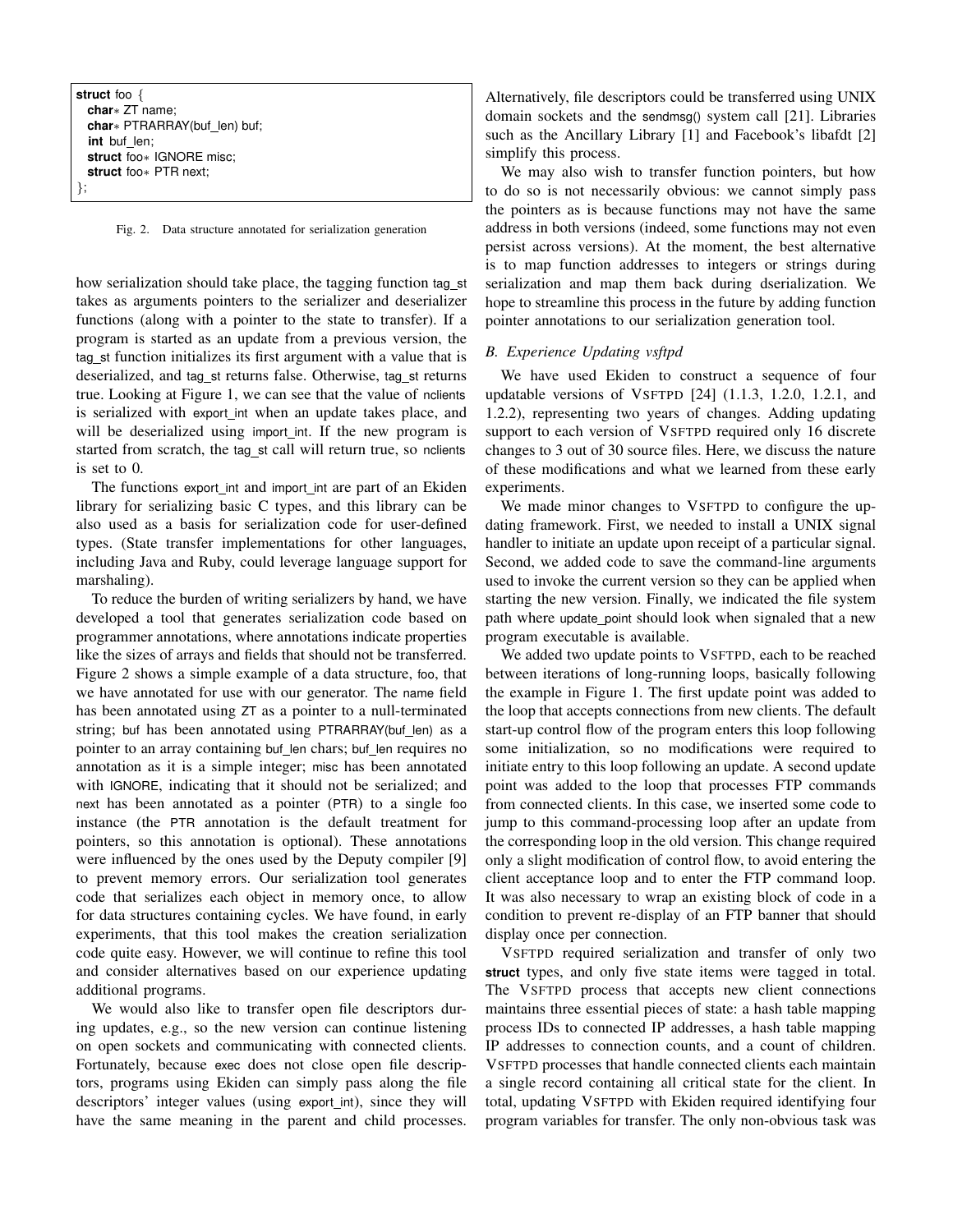```
struct foo {
  char* ZT name;
  char* PTRARRAY(buf_len) buf;
  int buf_len;
  struct foo* IGNORE misc;
  struct foo* PTR next;
};
```

Fig. 2. Data structure annotated for serialization generation

how serialization should take place, the tagging function tag_st takes as arguments pointers to the serializer and deserializer functions (along with a pointer to the state to transfer). If a program is started as an update from a previous version, the tag_st function initializes its first argument with a value that is deserialized, and tag_st returns false. Otherwise, tag_st returns true. Looking at Figure 1, we can see that the value of nclients is serialized with export_int when an update takes place, and will be deserialized using import_int. If the new program is started from scratch, the tag_st call will return true, so nclients is set to 0.

The functions export_int and import_int are part of an Ekiden library for serializing basic C types, and this library can be also used as a basis for serialization code for user-defined types. (State transfer implementations for other languages, including Java and Ruby, could leverage language support for marshaling).

To reduce the burden of writing serializers by hand, we have developed a tool that generates serialization code based on programmer annotations, where annotations indicate properties like the sizes of arrays and fields that should not be transferred. Figure 2 shows a simple example of a data structure, foo, that we have annotated for use with our generator. The name field has been annotated using ZT as a pointer to a null-terminated string; buf has been annotated using PTRARRAY(buf_len) as a pointer to an array containing buf_len chars; buf_len requires no annotation as it is a simple integer; misc has been annotated with IGNORE, indicating that it should not be serialized; and next has been annotated as a pointer (PTR) to a single foo instance (the PTR annotation is the default treatment for pointers, so this annotation is optional). These annotations were influenced by the ones used by the Deputy compiler [9] to prevent memory errors. Our serialization tool generates code that serializes each object in memory once, to allow for data structures containing cycles. We have found, in early experiments, that this tool makes the creation serialization code quite easy. However, we will continue to refine this tool and consider alternatives based on our experience updating additional programs.

We would also like to transfer open file descriptors during updates, e.g., so the new version can continue listening on open sockets and communicating with connected clients. Fortunately, because exec does not close open file descriptors, programs using Ekiden can simply pass along the file descriptors' integer values (using export_int), since they will have the same meaning in the parent and child processes. Alternatively, file descriptors could be transferred using UNIX domain sockets and the sendmsg() system call [21]. Libraries such as the Ancillary Library [1] and Facebook's libafdt [2] simplify this process.

We may also wish to transfer function pointers, but how to do so is not necessarily obvious: we cannot simply pass the pointers as is because functions may not have the same address in both versions (indeed, some functions may not even persist across versions). At the moment, the best alternative is to map function addresses to integers or strings during serialization and map them back during dserialization. We hope to streamline this process in the future by adding function pointer annotations to our serialization generation tool.

### B. Experience Updating vsftpd

We have used Ekiden to construct a sequence of four updatable versions of VSFTPD [24] (1.1.3, 1.2.0, 1.2.1, and 1.2.2), representing two years of changes. Adding updating support to each version of VSFTPD required only 16 discrete changes to 3 out of 30 source files. Here, we discuss the nature of these modifications and what we learned from these early experiments.

We made minor changes to VSFTPD to configure the updating framework. First, we needed to install a UNIX signal handler to initiate an update upon receipt of a particular signal. Second, we added code to save the command-line arguments used to invoke the current version so they can be applied when starting the new version. Finally, we indicated the file system path where update_point should look when signaled that a new program executable is available.

We added two update points to VSFTPD, each to be reached between iterations of long-running loops, basically following the example in Figure 1. The first update point was added to the loop that accepts connections from new clients. The default start-up control flow of the program enters this loop following some initialization, so no modifications were required to initiate entry to this loop following an update. A second update point was added to the loop that processes FTP commands from connected clients. In this case, we inserted some code to jump to this command-processing loop after an update from the corresponding loop in the old version. This change required only a slight modification of control flow, to avoid entering the client acceptance loop and to enter the FTP command loop. It was also necessary to wrap an existing block of code in a condition to prevent re-display of an FTP banner that should display once per connection.

VSFTPD required serialization and transfer of only two **struct** types, and only five state items were tagged in total. The VSFTPD process that accepts new client connections maintains three essential pieces of state: a hash table mapping process IDs to connected IP addresses, a hash table mapping IP addresses to connection counts, and a count of children. VSFTPD processes that handle connected clients each maintain a single record containing all critical state for the client. In total, updating VSFTPD with Ekiden required identifying four program variables for transfer. The only non-obvious task was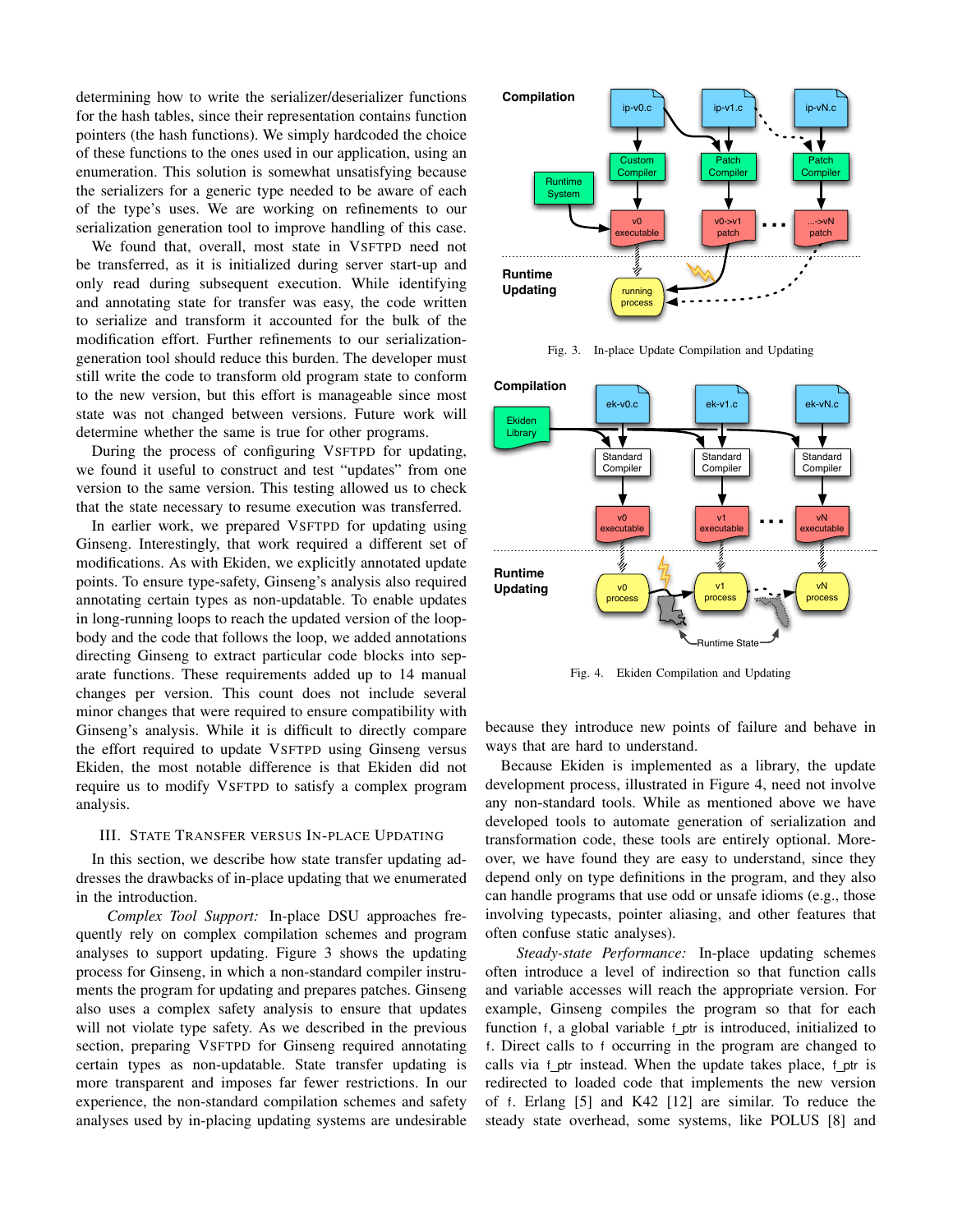determining how to write the serializer/deserializer functions for the hash tables, since their representation contains function pointers (the hash functions). We simply hardcoded the choice of these functions to the ones used in our application, using an enumeration. This solution is somewhat unsatisfying because the serializers for a generic type needed to be aware of each of the type's uses. We are working on refinements to our serialization generation tool to improve handling of this case.

We found that, overall, most state in VSFTPD need not be transferred, as it is initialized during server start-up and only read during subsequent execution. While identifying and annotating state for transfer was easy, the code written to serialize and transform it accounted for the bulk of the modification effort. Further refinements to our serialization-generation tool should reduce this burden. The developer must still write the code to transform old program state to conform to the new version, but this effort is manageable since most state was not changed between versions. Future work will determine whether the same is true for other programs.

During the process of configuring VSFTPD for updating, we found it useful to construct and test "updates" from one version to the same version. This testing allowed us to check that the state necessary to resume execution was transferred.

In earlier work, we prepared VSFTPD for updating using Ginseng. Interestingly, that work required a different set of modifications. As with Ekiden, we explicitly annotated update points. To ensure type-safety, Ginseng's analysis also required annotating certain types as non-updatable. To enable updates in long-running loops to reach the updated version of the loop-body and the code that follows the loop, we added annotations directing Ginseng to extract particular code blocks into separate functions. These requirements added up to 14 manual changes per version. This count does not include several minor changes that were required to ensure compatibility with Ginseng's analysis. While it is difficult to directly compare the effort required to update VSFTPD using Ginseng versus Ekiden, the most notable difference is that Ekiden did not require us to modify VSFTPD to satisfy a complex program analysis.

## III. State Transfer versus In-place Updating

In this section, we describe how state transfer updating addresses the drawbacks of in-place updating that we enumerated in the introduction.

*Complex Tool Support:* In-place DSU approaches frequently rely on complex compilation schemes and program analyses to support updating. Figure 3 shows the updating process for Ginseng, in which a non-standard compiler instruments the program for updating and prepares patches. Ginseng also uses a complex safety analysis to ensure that updates will not violate type safety. As we described in the previous section, preparing VSFTPD for Ginseng required annotating certain types as non-updatable. State transfer updating is more transparent and imposes far fewer restrictions. In our experience, the non-standard compilation schemes and safety analyses used by in-placing updating systems are undesirable because they introduce new points of failure and behave in ways that are hard to understand.

Fig. 3. In-place Update Compilation and Updating

Fig. 4. Ekiden Compilation and Updating

Because Ekiden is implemented as a library, the update development process, illustrated in Figure 4, need not involve any non-standard tools. While as mentioned above we have developed tools to automate generation of serialization and transformation code, these tools are entirely optional. Moreover, we have found they are easy to understand, since they depend only on type definitions in the program, and they also can handle programs that use odd or unsafe idioms (e.g., those involving typecasts, pointer aliasing, and other features that often confuse static analyses).

*Steady-state Performance:* In-place updating schemes often introduce a level of indirection so that function calls and variable accesses will reach the appropriate version. For example, Ginseng compiles the program so that for each function f, a global variable f_ptr is introduced, initialized to f. Direct calls to f occurring in the program are changed to calls via f_ptr instead. When the update takes place, f_ptr is redirected to loaded code that implements the new version of f. Erlang [5] and K42 [12] are similar. To reduce the steady state overhead, some systems, like POLUS [8] and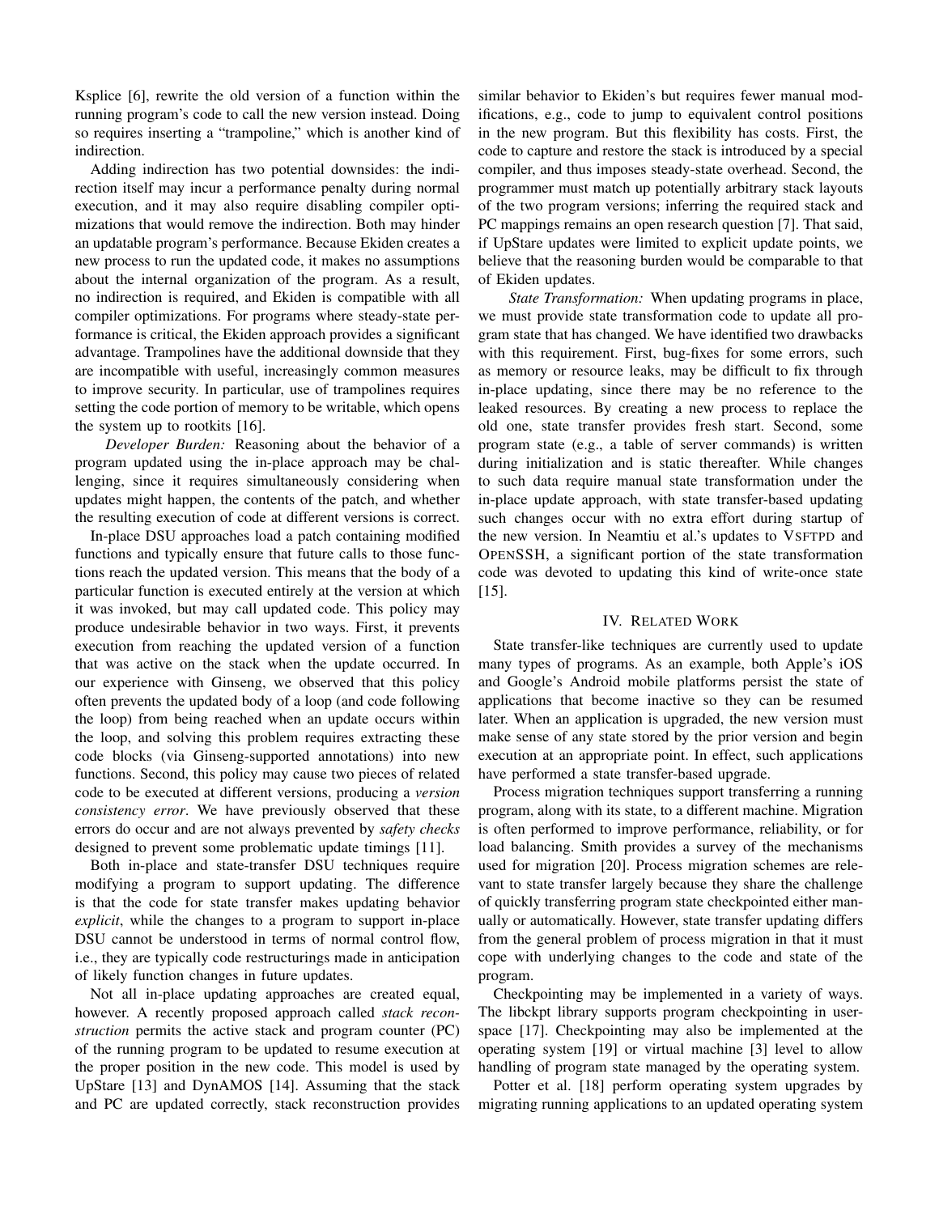Ksplice [6], rewrite the old version of a function within the running program's code to call the new version instead. Doing so requires inserting a "trampoline," which is another kind of indirection.

Adding indirection has two potential downsides: the indirection itself may incur a performance penalty during normal execution, and it may also require disabling compiler optimizations that would remove the indirection. Both may hinder an updatable program's performance. Because Ekiden creates a new process to run the updated code, it makes no assumptions about the internal organization of the program. As a result, no indirection is required, and Ekiden is compatible with all compiler optimizations. For programs where steady-state performance is critical, the Ekiden approach provides a significant advantage. Trampolines have the additional downside that they are incompatible with useful, increasingly common measures to improve security. In particular, use of trampolines requires setting the code portion of memory to be writable, which opens the system up to rootkits [16].

*Developer Burden:* Reasoning about the behavior of a program updated using the in-place approach may be challenging, since it requires simultaneously considering when updates might happen, the contents of the patch, and whether the resulting execution of code at different versions is correct.

In-place DSU approaches load a patch containing modified functions and typically ensure that future calls to those functions reach the updated version. This means that the body of a particular function is executed entirely at the version at which it was invoked, but may call updated code. This policy may produce undesirable behavior in two ways. First, it prevents execution from reaching the updated version of a function that was active on the stack when the update occurred. In our experience with Ginseng, we observed that this policy often prevents the updated body of a loop (and code following the loop) from being reached when an update occurs within the loop, and solving this problem requires extracting these code blocks (via Ginseng-supported annotations) into new functions. Second, this policy may cause two pieces of related code to be executed at different versions, producing a *version consistency error*. We have previously observed that these errors do occur and are not always prevented by *safety checks* designed to prevent some problematic update timings [11].

Both in-place and state-transfer DSU techniques require modifying a program to support updating. The difference is that the code for state transfer makes updating behavior *explicit*, while the changes to a program to support in-place DSU cannot be understood in terms of normal control flow, i.e., they are typically code restructurings made in anticipation of likely function changes in future updates.

Not all in-place updating approaches are created equal, however. A recently proposed approach called *stack reconstruction* permits the active stack and program counter (PC) of the running program to be updated to resume execution at the proper position in the new code. This model is used by UpStare [13] and DynAMOS [14]. Assuming that the stack and PC are updated correctly, stack reconstruction provides similar behavior to Ekiden's but requires fewer manual modifications, e.g., code to jump to equivalent control positions in the new program. But this flexibility has costs. First, the code to capture and restore the stack is introduced by a special compiler, and thus imposes steady-state overhead. Second, the programmer must match up potentially arbitrary stack layouts of the two program versions; inferring the required stack and PC mappings remains an open research question [7]. That said, if UpStare updates were limited to explicit update points, we believe that the reasoning burden would be comparable to that of Ekiden updates.

*State Transformation:* When updating programs in place, we must provide state transformation code to update all program state that has changed. We have identified two drawbacks with this requirement. First, bug-fixes for some errors, such as memory or resource leaks, may be difficult to fix through in-place updating, since there may be no reference to the leaked resources. By creating a new process to replace the old one, state transfer provides fresh start. Second, some program state (e.g., a table of server commands) is written during initialization and is static thereafter. While changes to such data require manual state transformation under the in-place update approach, with state transfer-based updating such changes occur with no extra effort during startup of the new version. In Neamtiu et al.'s updates to VSFTPD and OPENSSH, a significant portion of the state transformation code was devoted to updating this kind of write-once state [15].

## IV. Related Work

State transfer-like techniques are currently used to update many types of programs. As an example, both Apple's iOS and Google's Android mobile platforms persist the state of applications that become inactive so they can be resumed later. When an application is upgraded, the new version must make sense of any state stored by the prior version and begin execution at an appropriate point. In effect, such applications have performed a state transfer-based upgrade.

Process migration techniques support transferring a running program, along with its state, to a different machine. Migration is often performed to improve performance, reliability, or for load balancing. Smith provides a survey of the mechanisms used for migration [20]. Process migration schemes are relevant to state transfer largely because they share the challenge of quickly transferring program state checkpointed either manually or automatically. However, state transfer updating differs from the general problem of process migration in that it must cope with underlying changes to the code and state of the program.

Checkpointing may be implemented in a variety of ways. The libckpt library supports program checkpointing in userspace [17]. Checkpointing may also be implemented at the operating system [19] or virtual machine [3] level to allow handling of program state managed by the operating system.

Potter et al. [18] perform operating system upgrades by migrating running applications to an updated operating system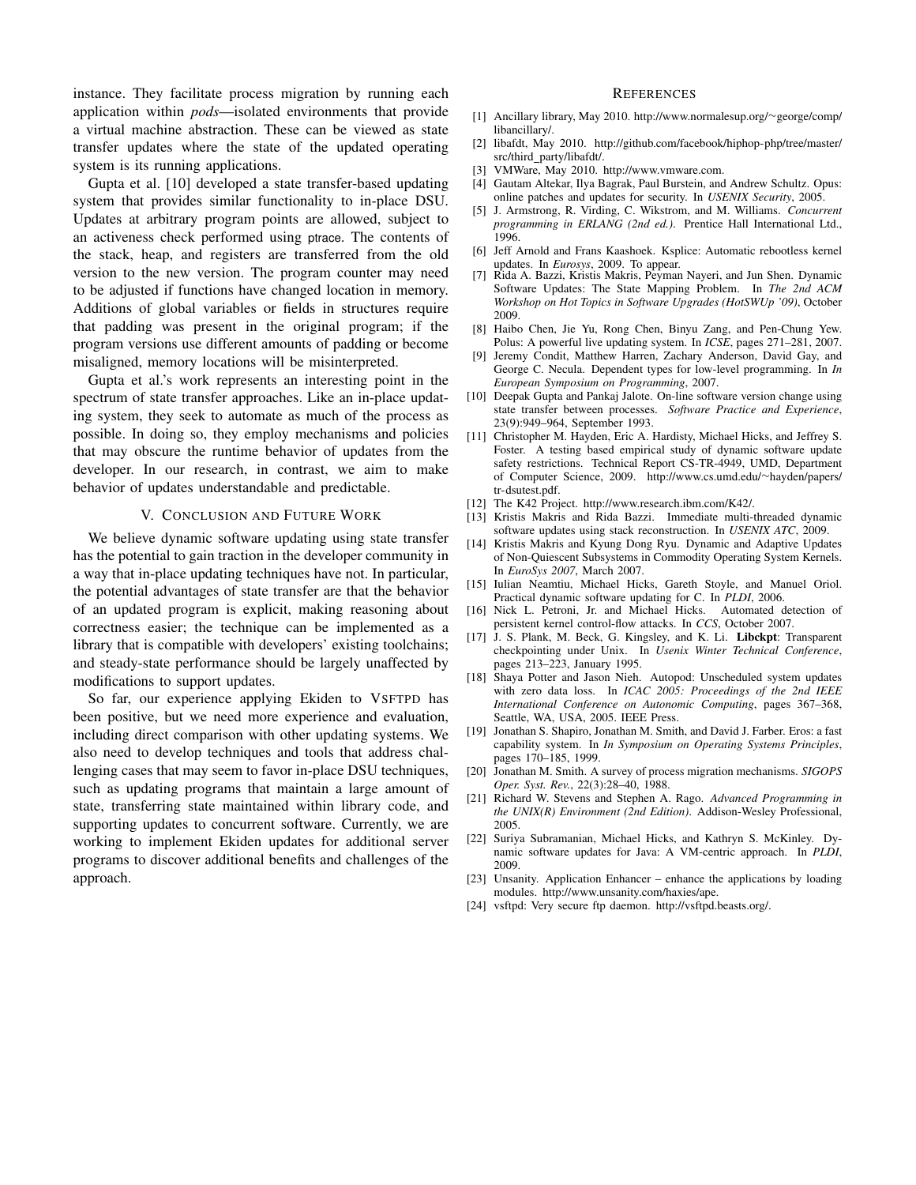instance. They facilitate process migration by running each application within *pods*—isolated environments that provide a virtual machine abstraction. These can be viewed as state transfer updates where the state of the updated operating system is its running applications.

Gupta et al. [10] developed a state transfer-based updating system that provides similar functionality to in-place DSU. Updates at arbitrary program points are allowed, subject to an activeness check performed using ptrace. The contents of the stack, heap, and registers are transferred from the old version to the new version. The program counter may need to be adjusted if functions have changed location in memory. Additions of global variables or fields in structures require that padding was present in the original program; if the program versions use different amounts of padding or become misaligned, memory locations will be misinterpreted.

Gupta et al.'s work represents an interesting point in the spectrum of state transfer approaches. Like an in-place updating system, they seek to automate as much of the process as possible. In doing so, they employ mechanisms and policies that may obscure the runtime behavior of updates from the developer. In our research, in contrast, we aim to make behavior of updates understandable and predictable.

## V. Conclusion and Future Work

We believe dynamic software updating using state transfer has the potential to gain traction in the developer community in a way that in-place updating techniques have not. In particular, the potential advantages of state transfer are that the behavior of an updated program is explicit, making reasoning about correctness easier; the technique can be implemented as a library that is compatible with developers' existing toolchains; and steady-state performance should be largely unaffected by modifications to support updates.

So far, our experience applying Ekiden to VSFTPD has been positive, but we need more experience and evaluation, including direct comparison with other updating systems. We also need to develop techniques and tools that address challenging cases that may seem to favor in-place DSU techniques, such as updating programs that maintain a large amount of state, transferring state maintained within library code, and supporting updates to concurrent software. Currently, we are working to implement Ekiden updates for additional server programs to discover additional benefits and challenges of the approach.

## References

[1] Ancillary library, May 2010. http://www.normalesup.org/~george/comp/libancillary/.

[2] libafdt, May 2010. http://github.com/facebook/hiphop-php/tree/master/src/third_party/libafdt/.

[3] VMWare, May 2010. http://www.vmware.com.

[4] Gautam Altekar, Ilya Bagrak, Paul Burstein, and Andrew Schultz. Opus: online patches and updates for security. In *USENIX Security*, 2005.

[5] J. Armstrong, R. Virding, C. Wikstrom, and M. Williams. *Concurrent programming in ERLANG (2nd ed.)*. Prentice Hall International Ltd., 1996.

[6] Jeff Arnold and Frans Kaashoek. Ksplice: Automatic rebootless kernel updates. In *Eurosys*, 2009. To appear.

[7] Rida A. Bazzi, Kristis Makris, Peyman Nayeri, and Jun Shen. Dynamic Software Updates: The State Mapping Problem. In *The 2nd ACM Workshop on Hot Topics in Software Upgrades (HotSWUp '09)*, October 2009.

[8] Haibo Chen, Jie Yu, Rong Chen, Binyu Zang, and Pen-Chung Yew. Polus: A powerful live updating system. In *ICSE*, pages 271–281, 2007.

[9] Jeremy Condit, Matthew Harren, Zachary Anderson, David Gay, and George C. Necula. Dependent types for low-level programming. In *In European Symposium on Programming*, 2007.

[10] Deepak Gupta and Pankaj Jalote. On-line software version change using state transfer between processes. *Software Practice and Experience*, 23(9):949–964, September 1993.

[11] Christopher M. Hayden, Eric A. Hardisty, Michael Hicks, and Jeffrey S. Foster. A testing based empirical study of dynamic software update safety restrictions. Technical Report CS-TR-4949, UMD, Department of Computer Science, 2009. http://www.cs.umd.edu/~hayden/papers/tr-dsutest.pdf.

[12] The K42 Project. http://www.research.ibm.com/K42/.

[13] Kristis Makris and Rida Bazzi. Immediate multi-threaded dynamic software updates using stack reconstruction. In *USENIX ATC*, 2009.

[14] Kristis Makris and Kyung Dong Ryu. Dynamic and Adaptive Updates of Non-Quiescent Subsystems in Commodity Operating System Kernels. In *EuroSys 2007*, March 2007.

[15] Iulian Neamtiu, Michael Hicks, Gareth Stoyle, and Manuel Oriol. Practical dynamic software updating for C. In *PLDI*, 2006.

[16] Nick L. Petroni, Jr. and Michael Hicks. Automated detection of persistent kernel control-flow attacks. In *CCS*, October 2007.

[17] J. S. Plank, M. Beck, G. Kingsley, and K. Li. **Libckpt**: Transparent checkpointing under Unix. In *Usenix Winter Technical Conference*, pages 213–223, January 1995.

[18] Shaya Potter and Jason Nieh. Autopod: Unscheduled system updates with zero data loss. In *ICAC 2005: Proceedings of the 2nd IEEE International Conference on Autonomic Computing*, pages 367–368, Seattle, WA, USA, 2005. IEEE Press.

[19] Jonathan S. Shapiro, Jonathan M. Smith, and David J. Farber. Eros: a fast capability system. In *In Symposium on Operating Systems Principles*, pages 170–185, 1999.

[20] Jonathan M. Smith. A survey of process migration mechanisms. *SIGOPS Oper. Syst. Rev.*, 22(3):28–40, 1988.

[21] Richard W. Stevens and Stephen A. Rago. *Advanced Programming in the UNIX(R) Environment (2nd Edition)*. Addison-Wesley Professional, 2005.

[22] Suriya Subramanian, Michael Hicks, and Kathryn S. McKinley. Dynamic software updates for Java: A VM-centric approach. In *PLDI*, 2009.

[23] Unsanity. Application Enhancer – enhance the applications by loading modules. http://www.unsanity.com/haxies/ape.

[24] vsftpd: Very secure ftp daemon. http://vsftpd.beasts.org/.